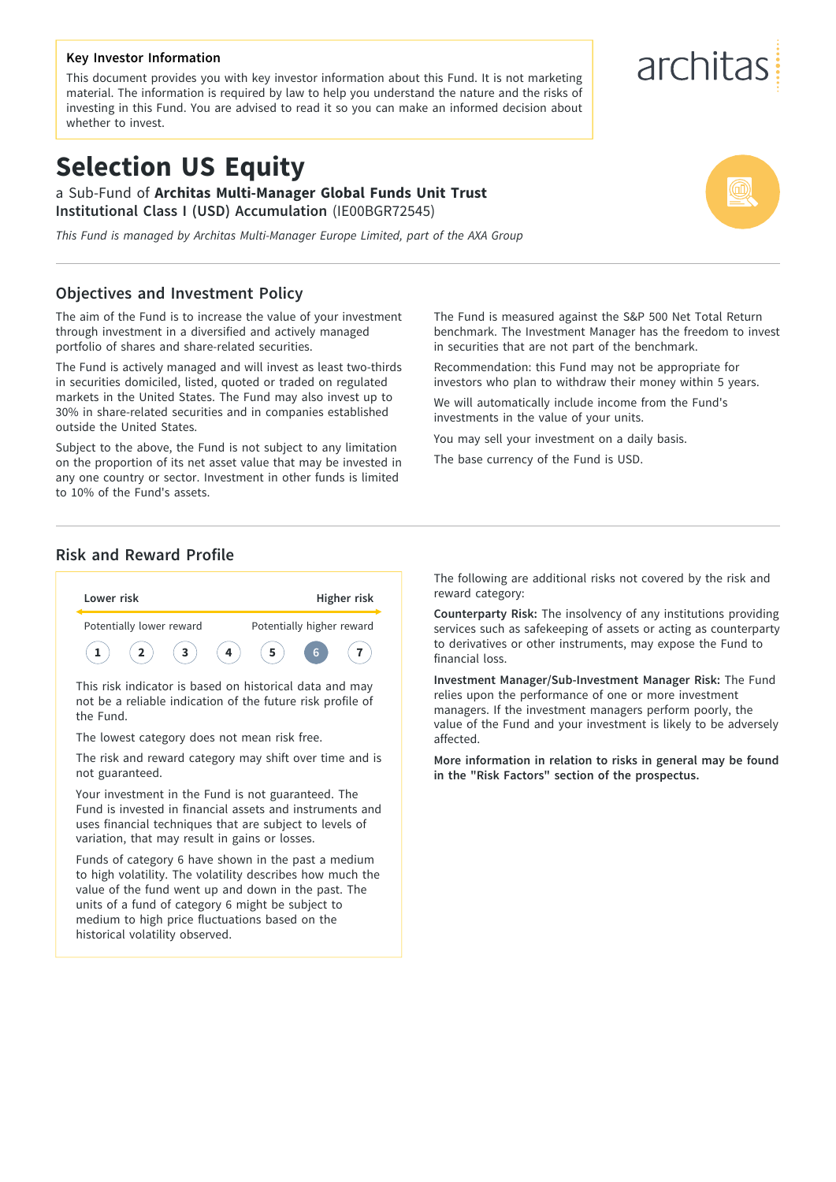**Key Investor Information**

This document provides you with key investor information about this Fund. It is not marketing material. The information is required by law to help you understand the nature and the risks of investing in this Fund. You are advised to read it so you can make an informed decision about whether to invest.

architas

# Selection US Equity

a Sub-Fund of **Architas Multi-Manager Global Funds Unit Trust**
**Institutional Class I (USD) Accumulation** (IE00BGR72545)

*This Fund is managed by Architas Multi-Manager Europe Limited, part of the AXA Group*

## Objectives and Investment Policy

The aim of the Fund is to increase the value of your investment through investment in a diversified and actively managed portfolio of shares and share-related securities.

The Fund is actively managed and will invest as least two-thirds in securities domiciled, listed, quoted or traded on regulated markets in the United States. The Fund may also invest up to 30% in share-related securities and in companies established outside the United States.

Subject to the above, the Fund is not subject to any limitation on the proportion of its net asset value that may be invested in any one country or sector. Investment in other funds is limited to 10% of the Fund's assets.

The Fund is measured against the S&P 500 Net Total Return benchmark. The Investment Manager has the freedom to invest in securities that are not part of the benchmark.

Recommendation: this Fund may not be appropriate for investors who plan to withdraw their money within 5 years.

We will automatically include income from the Fund's investments in the value of your units.

You may sell your investment on a daily basis.

The base currency of the Fund is USD.

## Risk and Reward Profile

| Lower risk | | | | | | Higher risk |
|---|---|---|---|---|---|---|
| Potentially lower reward | | | | | | Potentially higher reward |
| 1 | 2 | 3 | 4 | 5 | **6** | 7 |

This risk indicator is based on historical data and may not be a reliable indication of the future risk profile of the Fund.

The lowest category does not mean risk free.

The risk and reward category may shift over time and is not guaranteed.

Your investment in the Fund is not guaranteed. The Fund is invested in financial assets and instruments and uses financial techniques that are subject to levels of variation, that may result in gains or losses.

Funds of category 6 have shown in the past a medium to high volatility. The volatility describes how much the value of the fund went up and down in the past. The units of a fund of category 6 might be subject to medium to high price fluctuations based on the historical volatility observed.

The following are additional risks not covered by the risk and reward category:

**Counterparty Risk:** The insolvency of any institutions providing services such as safekeeping of assets or acting as counterparty to derivatives or other instruments, may expose the Fund to financial loss.

**Investment Manager/Sub-Investment Manager Risk:** The Fund relies upon the performance of one or more investment managers. If the investment managers perform poorly, the value of the Fund and your investment is likely to be adversely affected.

**More information in relation to risks in general may be found in the "Risk Factors" section of the prospectus.**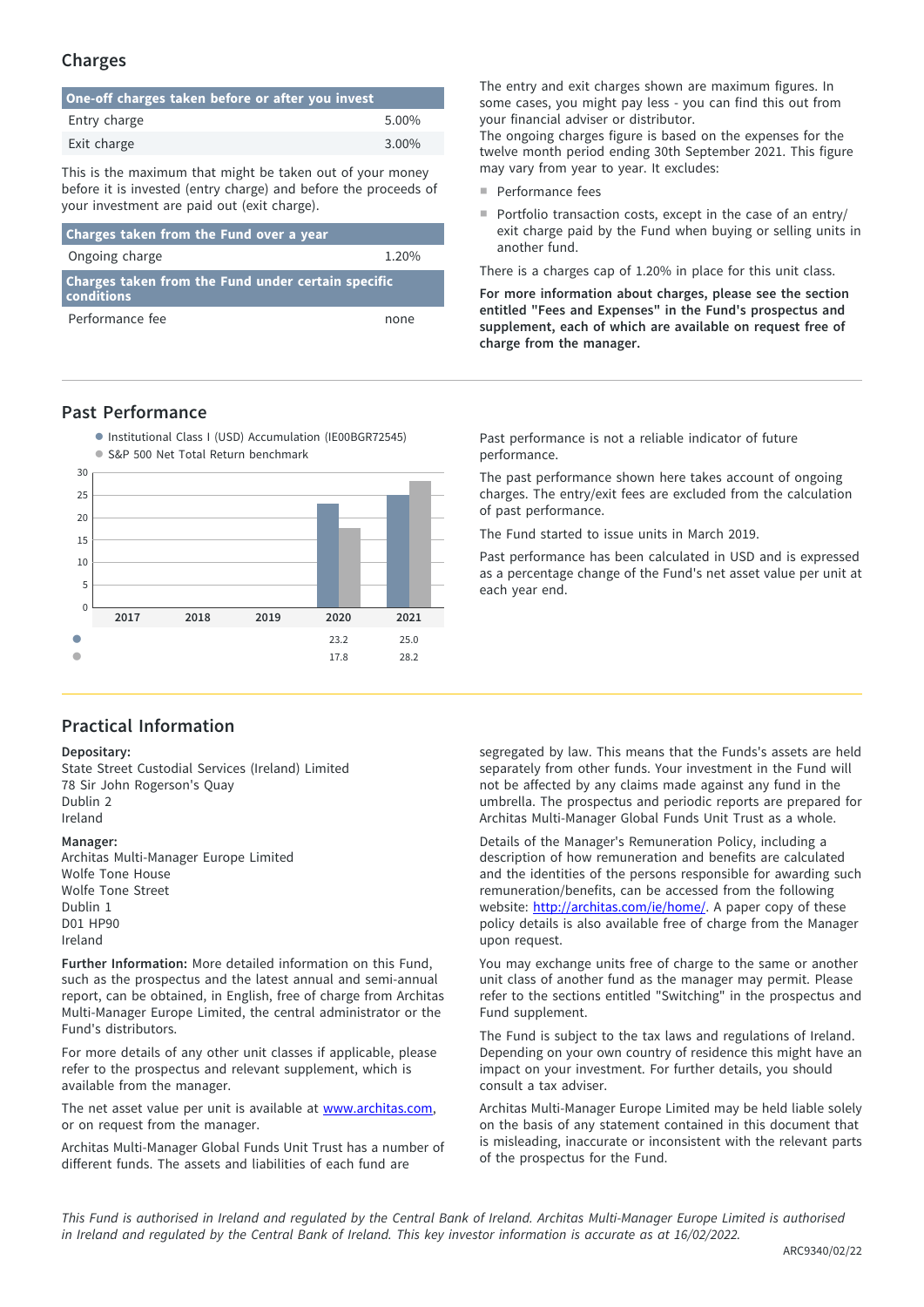## Charges

| One-off charges taken before or after you invest | |
|---|---|
| Entry charge | 5.00% |
| Exit charge | 3.00% |

This is the maximum that might be taken out of your money before it is invested (entry charge) and before the proceeds of your investment are paid out (exit charge).

| Charges taken from the Fund over a year | |
|---|---|
| Ongoing charge | 1.20% |
| **Charges taken from the Fund under certain specific conditions** | |
| Performance fee | none |

The entry and exit charges shown are maximum figures. In some cases, you might pay less - you can find this out from your financial adviser or distributor.

The ongoing charges figure is based on the expenses for the twelve month period ending 30th September 2021. This figure may vary from year to year. It excludes:

- Performance fees
- Portfolio transaction costs, except in the case of an entry/exit charge paid by the Fund when buying or selling units in another fund.

There is a charges cap of 1.20% in place for this unit class.

**For more information about charges, please see the section entitled "Fees and Expenses" in the Fund's prospectus and supplement, each of which are available on request free of charge from the manager.**

## Past Performance

Institutional Class I (USD) Accumulation (IE00BGR72545)
S&P 500 Net Total Return benchmark

30
25
20
15
10
5
0

2017 2018 2019 2020 2021

23.2 25.0
17.8 28.2

Past performance is not a reliable indicator of future performance.

The past performance shown here takes account of ongoing charges. The entry/exit fees are excluded from the calculation of past performance.

The Fund started to issue units in March 2019.

Past performance has been calculated in USD and is expressed as a percentage change of the Fund's net asset value per unit at each year end.

## Practical Information

**Depositary:**
State Street Custodial Services (Ireland) Limited
78 Sir John Rogerson's Quay
Dublin 2
Ireland

**Manager:**
Architas Multi-Manager Europe Limited
Wolfe Tone House
Wolfe Tone Street
Dublin 1
D01 HP90
Ireland

**Further Information:** More detailed information on this Fund, such as the prospectus and the latest annual and semi-annual report, can be obtained, in English, free of charge from Architas Multi-Manager Europe Limited, the central administrator or the Fund's distributors.

For more details of any other unit classes if applicable, please refer to the prospectus and relevant supplement, which is available from the manager.

The net asset value per unit is available at www.architas.com, or on request from the manager.

Architas Multi-Manager Global Funds Unit Trust has a number of different funds. The assets and liabilities of each fund are segregated by law. This means that the Funds's assets are held separately from other funds. Your investment in the Fund will not be affected by any claims made against any fund in the umbrella. The prospectus and periodic reports are prepared for Architas Multi-Manager Global Funds Unit Trust as a whole.

Details of the Manager's Remuneration Policy, including a description of how remuneration and benefits are calculated and the identities of the persons responsible for awarding such remuneration/benefits, can be accessed from the following website: http://architas.com/ie/home/. A paper copy of these policy details is also available free of charge from the Manager upon request.

You may exchange units free of charge to the same or another unit class of another fund as the manager may permit. Please refer to the sections entitled "Switching" in the prospectus and Fund supplement.

The Fund is subject to the tax laws and regulations of Ireland. Depending on your own country of residence this might have an impact on your investment. For further details, you should consult a tax adviser.

Architas Multi-Manager Europe Limited may be held liable solely on the basis of any statement contained in this document that is misleading, inaccurate or inconsistent with the relevant parts of the prospectus for the Fund.

*This Fund is authorised in Ireland and regulated by the Central Bank of Ireland. Architas Multi-Manager Europe Limited is authorised in Ireland and regulated by the Central Bank of Ireland. This key investor information is accurate as at 16/02/2022.*

ARC9340/02/22